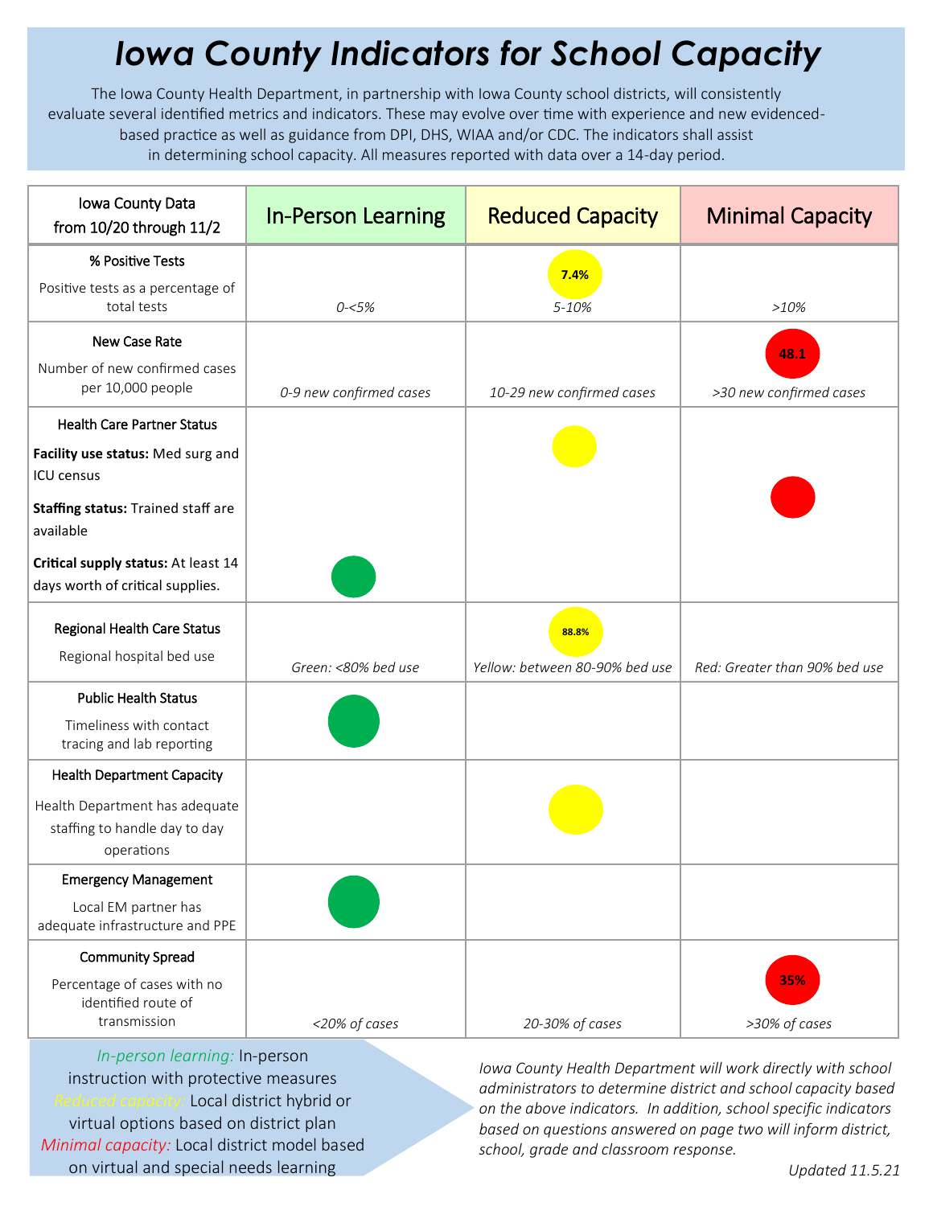# *Iowa County Indicators for School Capacity*

The Iowa County Health Department, in partnership with Iowa County school districts, will consistently evaluate several identified metrics and indicators. These may evolve over time with experience and new evidenced-based practice as well as guidance from DPI, DHS, WIAA and/or CDC. The indicators shall assist in determining school capacity. All measures reported with data over a 14-day period.

| Iowa County Data from 10/20 through 11/2 | In-Person Learning | Reduced Capacity | Minimal Capacity |
|---|---|---|---|
| **% Positive Tests**<br>Positive tests as a percentage of total tests | *0-<5%* | ● (yellow) 7.4%<br>*5-10%* | *>10%* |
| **New Case Rate**<br>Number of new confirmed cases per 10,000 people | *0-9 new confirmed cases* | *10-29 new confirmed cases* | ● (red) 48.1<br>*>30 new confirmed cases* |
| **Health Care Partner Status**<br>**Facility use status:** Med surg and ICU census<br>**Staffing status:** Trained staff are available<br>**Critical supply status:** At least 14 days worth of critical supplies. | ● (green) | ● (yellow) | ● (red) |
| **Regional Health Care Status**<br>Regional hospital bed use | *Green: <80% bed use* | ● (yellow) 88.8%<br>*Yellow: between 80-90% bed use* | *Red: Greater than 90% bed use* |
| **Public Health Status**<br>Timeliness with contact tracing and lab reporting | ● (green) | | |
| **Health Department Capacity**<br>Health Department has adequate staffing to handle day to day operations | | ● (yellow) | |
| **Emergency Management**<br>Local EM partner has adequate infrastructure and PPE | ● (green) | | |
| **Community Spread**<br>Percentage of cases with no identified route of transmission | *<20% of cases* | *20-30% of cases* | ● (red) 35%<br>*>30% of cases* |

*In-person learning:* In-person instruction with protective measures
*Reduced capacity:* Local district hybrid or virtual options based on district plan
*Minimal capacity:* Local district model based on virtual and special needs learning

*Iowa County Health Department will work directly with school administrators to determine district and school capacity based on the above indicators. In addition, school specific indicators based on questions answered on page two will inform district, school, grade and classroom response.*

*Updated 11.5.21*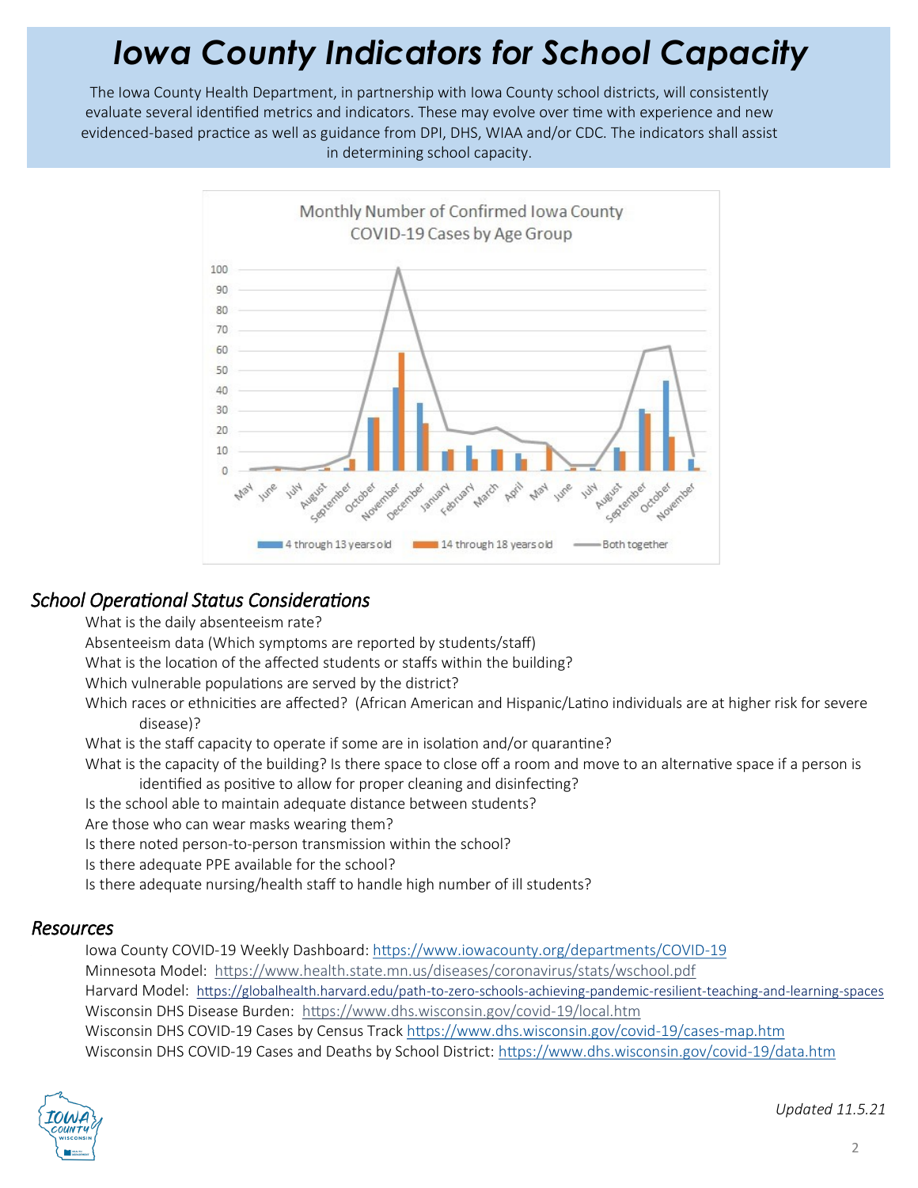# *Iowa County Indicators for School Capacity*

The Iowa County Health Department, in partnership with Iowa County school districts, will consistently evaluate several identified metrics and indicators. These may evolve over time with experience and new evidenced-based practice as well as guidance from DPI, DHS, WIAA and/or CDC. The indicators shall assist in determining school capacity.

Monthly Number of Confirmed Iowa County COVID-19 Cases by Age Group

100
90
80
70
60
50
40
30
20
10
0

May
June
July
August
September
October
November
December
January
February
March
April
May
June
July
August
September
October
November

4 through 13 years old
14 through 18 years old
Both together

## *School Operational Status Considerations*

What is the daily absenteeism rate?
Absenteeism data (Which symptoms are reported by students/staff)
What is the location of the affected students or staffs within the building?
Which vulnerable populations are served by the district?
Which races or ethnicities are affected? (African American and Hispanic/Latino individuals are at higher risk for severe disease)?
What is the staff capacity to operate if some are in isolation and/or quarantine?
What is the capacity of the building? Is there space to close off a room and move to an alternative space if a person is identified as positive to allow for proper cleaning and disinfecting?
Is the school able to maintain adequate distance between students?
Are those who can wear masks wearing them?
Is there noted person-to-person transmission within the school?
Is there adequate PPE available for the school?
Is there adequate nursing/health staff to handle high number of ill students?

## *Resources*

Iowa County COVID-19 Weekly Dashboard: https://www.iowacounty.org/departments/COVID-19
Minnesota Model: https://www.health.state.mn.us/diseases/coronavirus/stats/wschool.pdf
Harvard Model: https://globalhealth.harvard.edu/path-to-zero-schools-achieving-pandemic-resilient-teaching-and-learning-spaces
Wisconsin DHS Disease Burden: https://www.dhs.wisconsin.gov/covid-19/local.htm
Wisconsin DHS COVID-19 Cases by Census Track https://www.dhs.wisconsin.gov/covid-19/cases-map.htm
Wisconsin DHS COVID-19 Cases and Deaths by School District: https://www.dhs.wisconsin.gov/covid-19/data.htm

*Updated 11.5.21*